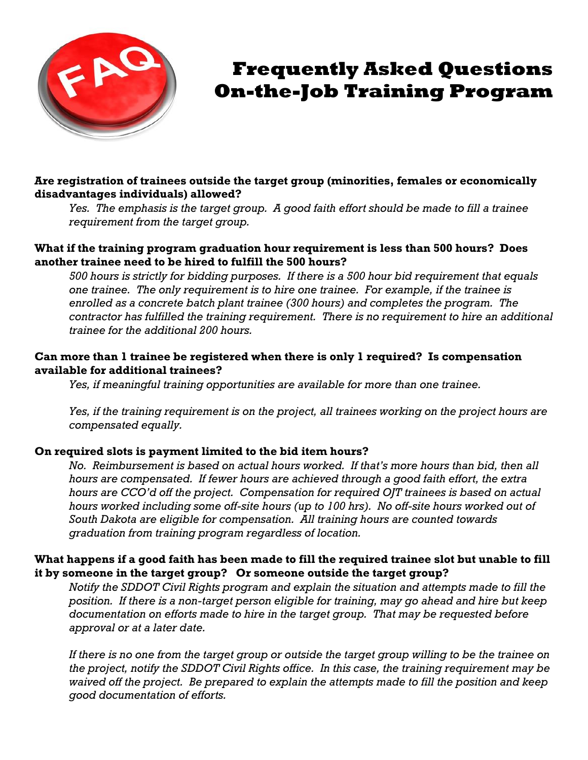# Frequently Asked Questions On-the-Job Training Program

**Are registration of trainees outside the target group (minorities, females or economically disadvantages individuals) allowed?**

*Yes. The emphasis is the target group. A good faith effort should be made to fill a trainee requirement from the target group.*

**What if the training program graduation hour requirement is less than 500 hours? Does another trainee need to be hired to fulfill the 500 hours?**

*500 hours is strictly for bidding purposes. If there is a 500 hour bid requirement that equals one trainee. The only requirement is to hire one trainee. For example, if the trainee is enrolled as a concrete batch plant trainee (300 hours) and completes the program. The contractor has fulfilled the training requirement. There is no requirement to hire an additional trainee for the additional 200 hours.*

**Can more than 1 trainee be registered when there is only 1 required? Is compensation available for additional trainees?**

*Yes, if meaningful training opportunities are available for more than one trainee.*

*Yes, if the training requirement is on the project, all trainees working on the project hours are compensated equally.*

**On required slots is payment limited to the bid item hours?**

*No. Reimbursement is based on actual hours worked. If that's more hours than bid, then all hours are compensated. If fewer hours are achieved through a good faith effort, the extra hours are CCO'd off the project. Compensation for required OJT trainees is based on actual hours worked including some off-site hours (up to 100 hrs). No off-site hours worked out of South Dakota are eligible for compensation. All training hours are counted towards graduation from training program regardless of location.*

**What happens if a good faith has been made to fill the required trainee slot but unable to fill it by someone in the target group? Or someone outside the target group?**

*Notify the SDDOT Civil Rights program and explain the situation and attempts made to fill the position. If there is a non-target person eligible for training, may go ahead and hire but keep documentation on efforts made to hire in the target group. That may be requested before approval or at a later date.*

*If there is no one from the target group or outside the target group willing to be the trainee on the project, notify the SDDOT Civil Rights office. In this case, the training requirement may be waived off the project. Be prepared to explain the attempts made to fill the position and keep good documentation of efforts.*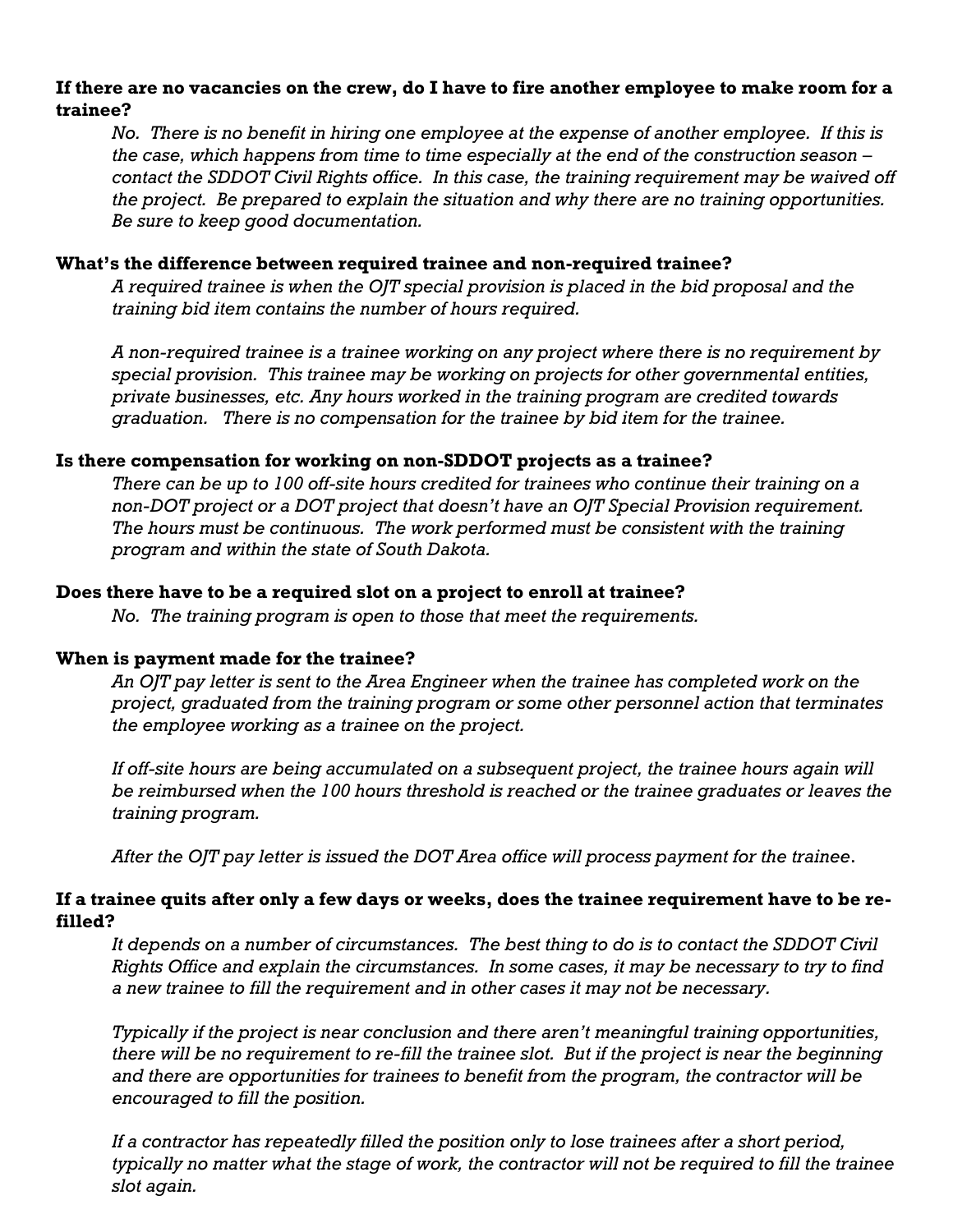**If there are no vacancies on the crew, do I have to fire another employee to make room for a trainee?**

*No. There is no benefit in hiring one employee at the expense of another employee. If this is the case, which happens from time to time especially at the end of the construction season – contact the SDDOT Civil Rights office. In this case, the training requirement may be waived off the project. Be prepared to explain the situation and why there are no training opportunities. Be sure to keep good documentation.*

**What's the difference between required trainee and non-required trainee?**

*A required trainee is when the OJT special provision is placed in the bid proposal and the training bid item contains the number of hours required.*

*A non-required trainee is a trainee working on any project where there is no requirement by special provision. This trainee may be working on projects for other governmental entities, private businesses, etc. Any hours worked in the training program are credited towards graduation. There is no compensation for the trainee by bid item for the trainee.*

**Is there compensation for working on non-SDDOT projects as a trainee?**

*There can be up to 100 off-site hours credited for trainees who continue their training on a non-DOT project or a DOT project that doesn't have an OJT Special Provision requirement. The hours must be continuous. The work performed must be consistent with the training program and within the state of South Dakota.*

**Does there have to be a required slot on a project to enroll at trainee?**

*No. The training program is open to those that meet the requirements.*

**When is payment made for the trainee?**

*An OJT pay letter is sent to the Area Engineer when the trainee has completed work on the project, graduated from the training program or some other personnel action that terminates the employee working as a trainee on the project.*

*If off-site hours are being accumulated on a subsequent project, the trainee hours again will be reimbursed when the 100 hours threshold is reached or the trainee graduates or leaves the training program.*

*After the OJT pay letter is issued the DOT Area office will process payment for the trainee.*

**If a trainee quits after only a few days or weeks, does the trainee requirement have to be re-filled?**

*It depends on a number of circumstances. The best thing to do is to contact the SDDOT Civil Rights Office and explain the circumstances. In some cases, it may be necessary to try to find a new trainee to fill the requirement and in other cases it may not be necessary.*

*Typically if the project is near conclusion and there aren't meaningful training opportunities, there will be no requirement to re-fill the trainee slot. But if the project is near the beginning and there are opportunities for trainees to benefit from the program, the contractor will be encouraged to fill the position.*

*If a contractor has repeatedly filled the position only to lose trainees after a short period, typically no matter what the stage of work, the contractor will not be required to fill the trainee slot again.*